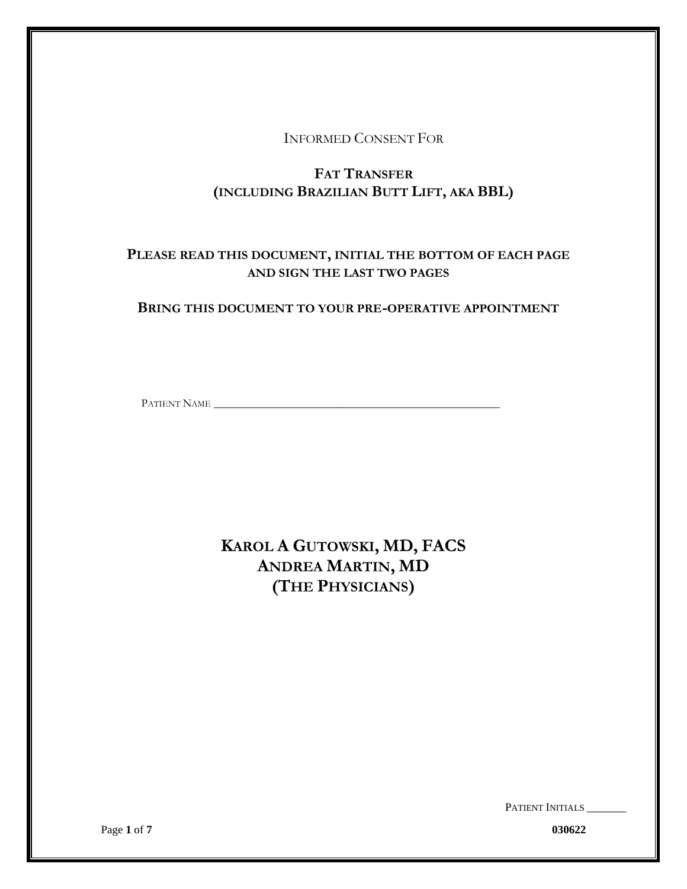Informed Consent For

# Fat Transfer (including Brazilian Butt Lift, aka BBL)

**Please read this document, initial the bottom of each page and sign the last two pages**

**Bring this document to your pre-operative appointment**

Patient Name ______________________________________________

**Karol A Gutowski, MD, FACS**
**Andrea Martin, MD**
**(The Physicians)**

Patient Initials _______

030622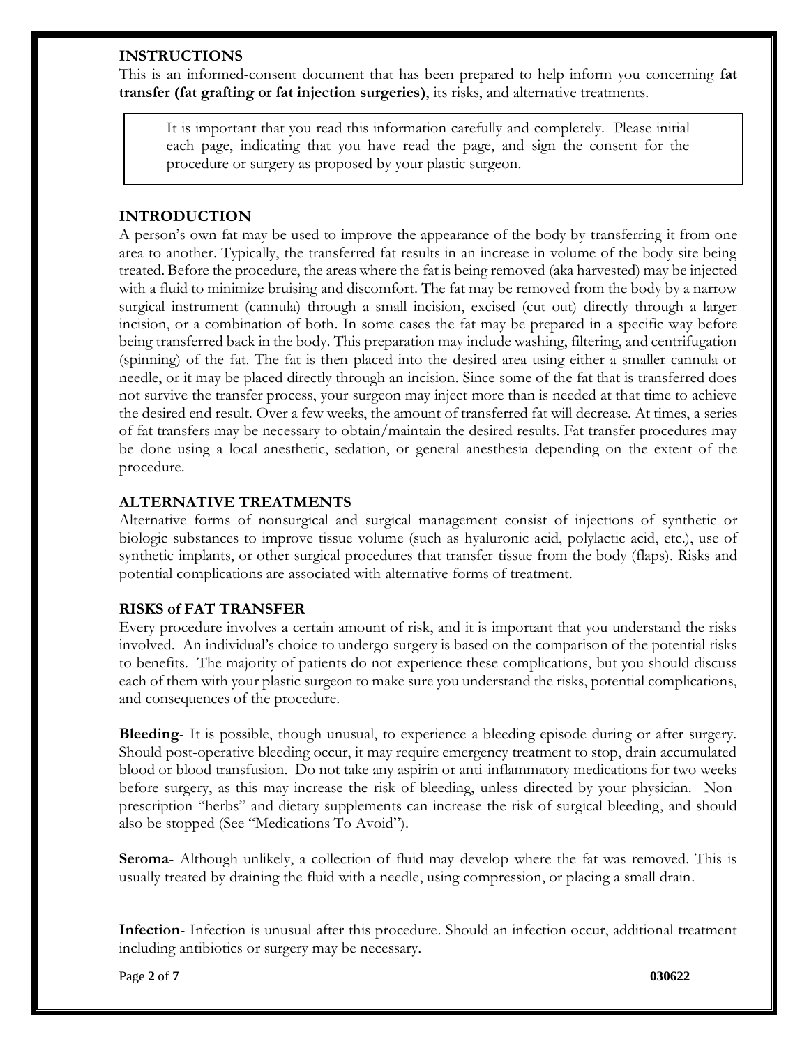## INSTRUCTIONS

This is an informed-consent document that has been prepared to help inform you concerning **fat transfer (fat grafting or fat injection surgeries)**, its risks, and alternative treatments.

> It is important that you read this information carefully and completely. Please initial each page, indicating that you have read the page, and sign the consent for the procedure or surgery as proposed by your plastic surgeon.

## INTRODUCTION

A person's own fat may be used to improve the appearance of the body by transferring it from one area to another. Typically, the transferred fat results in an increase in volume of the body site being treated. Before the procedure, the areas where the fat is being removed (aka harvested) may be injected with a fluid to minimize bruising and discomfort. The fat may be removed from the body by a narrow surgical instrument (cannula) through a small incision, excised (cut out) directly through a larger incision, or a combination of both. In some cases the fat may be prepared in a specific way before being transferred back in the body. This preparation may include washing, filtering, and centrifugation (spinning) of the fat. The fat is then placed into the desired area using either a smaller cannula or needle, or it may be placed directly through an incision. Since some of the fat that is transferred does not survive the transfer process, your surgeon may inject more than is needed at that time to achieve the desired end result. Over a few weeks, the amount of transferred fat will decrease. At times, a series of fat transfers may be necessary to obtain/maintain the desired results. Fat transfer procedures may be done using a local anesthetic, sedation, or general anesthesia depending on the extent of the procedure.

## ALTERNATIVE TREATMENTS

Alternative forms of nonsurgical and surgical management consist of injections of synthetic or biologic substances to improve tissue volume (such as hyaluronic acid, polylactic acid, etc.), use of synthetic implants, or other surgical procedures that transfer tissue from the body (flaps). Risks and potential complications are associated with alternative forms of treatment.

## RISKS of FAT TRANSFER

Every procedure involves a certain amount of risk, and it is important that you understand the risks involved. An individual's choice to undergo surgery is based on the comparison of the potential risks to benefits. The majority of patients do not experience these complications, but you should discuss each of them with your plastic surgeon to make sure you understand the risks, potential complications, and consequences of the procedure.

**Bleeding**- It is possible, though unusual, to experience a bleeding episode during or after surgery. Should post-operative bleeding occur, it may require emergency treatment to stop, drain accumulated blood or blood transfusion. Do not take any aspirin or anti-inflammatory medications for two weeks before surgery, as this may increase the risk of bleeding, unless directed by your physician. Non-prescription "herbs" and dietary supplements can increase the risk of surgical bleeding, and should also be stopped (See "Medications To Avoid").

**Seroma**- Although unlikely, a collection of fluid may develop where the fat was removed. This is usually treated by draining the fluid with a needle, using compression, or placing a small drain.

**Infection**- Infection is unusual after this procedure. Should an infection occur, additional treatment including antibiotics or surgery may be necessary.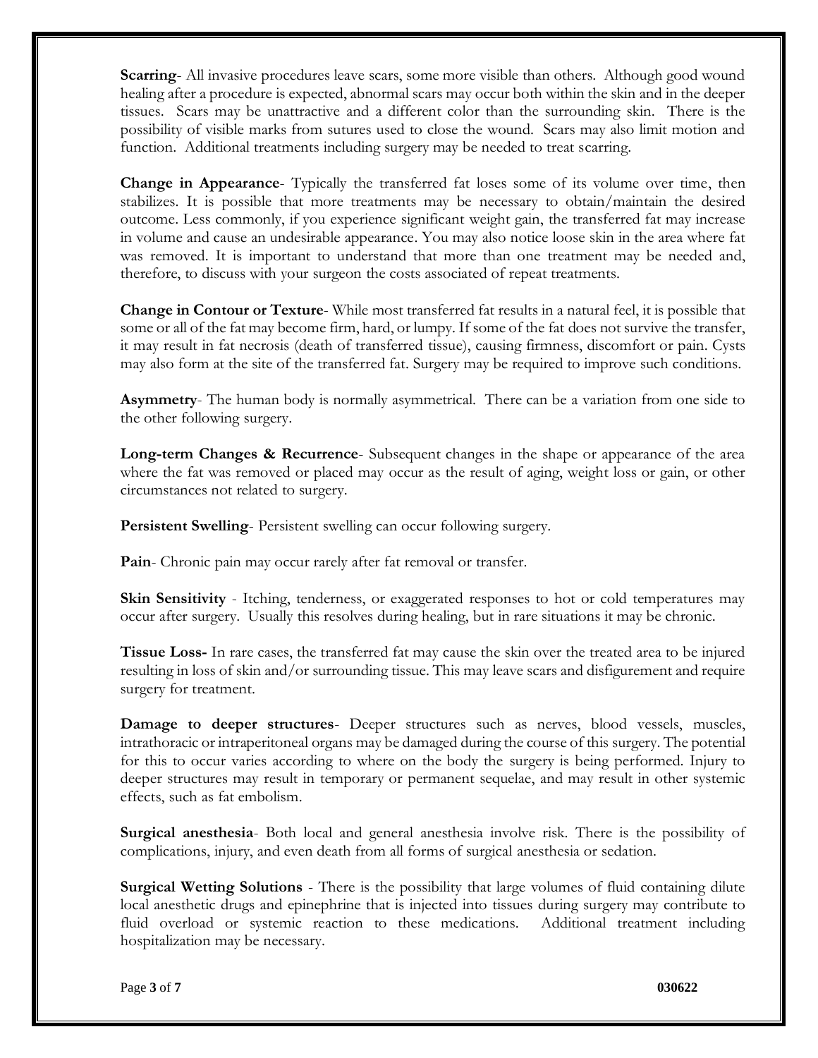**Scarring**- All invasive procedures leave scars, some more visible than others. Although good wound healing after a procedure is expected, abnormal scars may occur both within the skin and in the deeper tissues. Scars may be unattractive and a different color than the surrounding skin. There is the possibility of visible marks from sutures used to close the wound. Scars may also limit motion and function. Additional treatments including surgery may be needed to treat scarring.

**Change in Appearance**- Typically the transferred fat loses some of its volume over time, then stabilizes. It is possible that more treatments may be necessary to obtain/maintain the desired outcome. Less commonly, if you experience significant weight gain, the transferred fat may increase in volume and cause an undesirable appearance. You may also notice loose skin in the area where fat was removed. It is important to understand that more than one treatment may be needed and, therefore, to discuss with your surgeon the costs associated of repeat treatments.

**Change in Contour or Texture**- While most transferred fat results in a natural feel, it is possible that some or all of the fat may become firm, hard, or lumpy. If some of the fat does not survive the transfer, it may result in fat necrosis (death of transferred tissue), causing firmness, discomfort or pain. Cysts may also form at the site of the transferred fat. Surgery may be required to improve such conditions.

**Asymmetry**- The human body is normally asymmetrical. There can be a variation from one side to the other following surgery.

**Long-term Changes & Recurrence**- Subsequent changes in the shape or appearance of the area where the fat was removed or placed may occur as the result of aging, weight loss or gain, or other circumstances not related to surgery.

**Persistent Swelling**- Persistent swelling can occur following surgery.

**Pain**- Chronic pain may occur rarely after fat removal or transfer.

**Skin Sensitivity** - Itching, tenderness, or exaggerated responses to hot or cold temperatures may occur after surgery. Usually this resolves during healing, but in rare situations it may be chronic.

**Tissue Loss-** In rare cases, the transferred fat may cause the skin over the treated area to be injured resulting in loss of skin and/or surrounding tissue. This may leave scars and disfigurement and require surgery for treatment.

**Damage to deeper structures**- Deeper structures such as nerves, blood vessels, muscles, intrathoracic or intraperitoneal organs may be damaged during the course of this surgery. The potential for this to occur varies according to where on the body the surgery is being performed. Injury to deeper structures may result in temporary or permanent sequelae, and may result in other systemic effects, such as fat embolism.

**Surgical anesthesia**- Both local and general anesthesia involve risk. There is the possibility of complications, injury, and even death from all forms of surgical anesthesia or sedation.

**Surgical Wetting Solutions** - There is the possibility that large volumes of fluid containing dilute local anesthetic drugs and epinephrine that is injected into tissues during surgery may contribute to fluid overload or systemic reaction to these medications. Additional treatment including hospitalization may be necessary.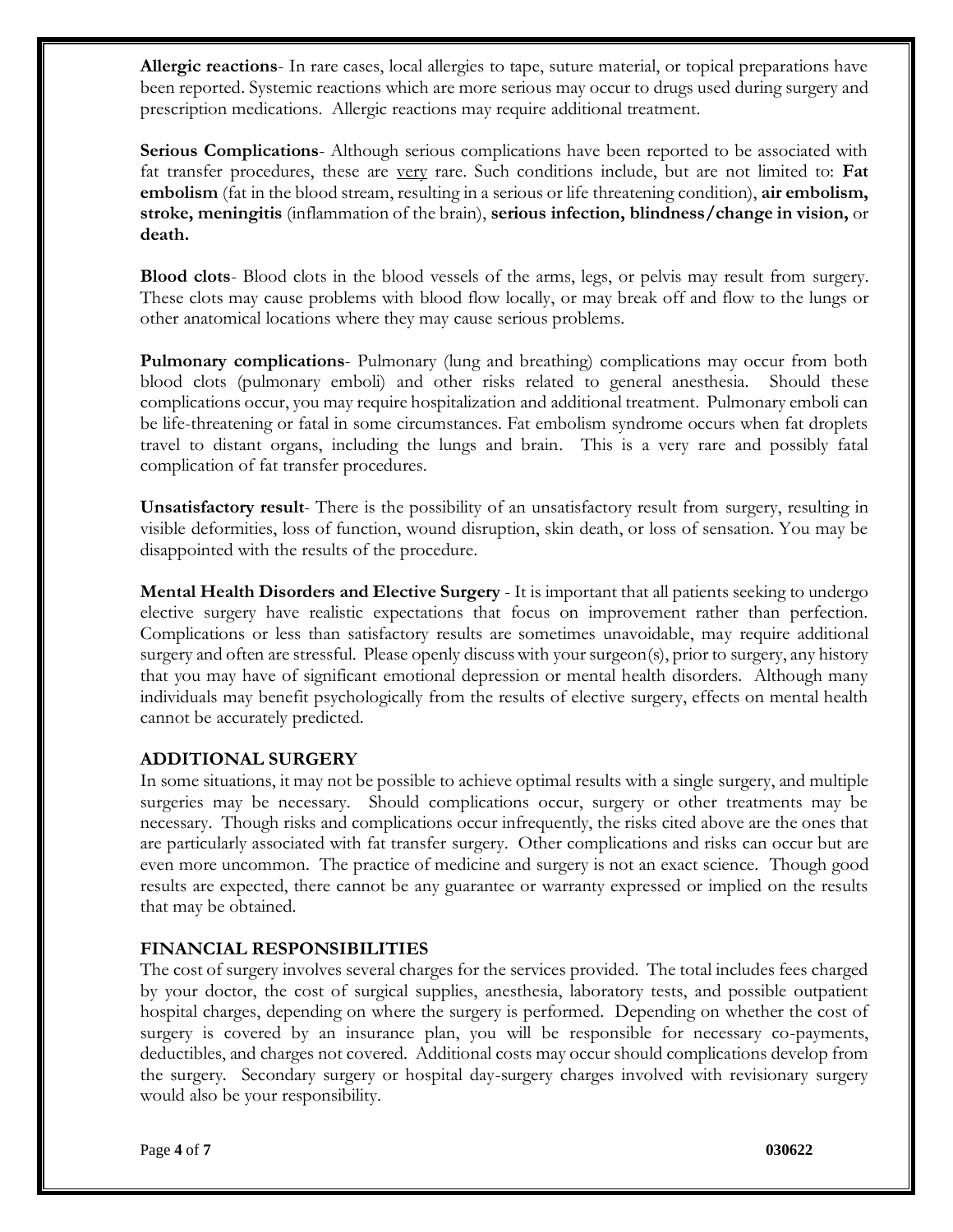**Allergic reactions**- In rare cases, local allergies to tape, suture material, or topical preparations have been reported. Systemic reactions which are more serious may occur to drugs used during surgery and prescription medications. Allergic reactions may require additional treatment.

**Serious Complications**- Although serious complications have been reported to be associated with fat transfer procedures, these are <u>very</u> rare. Such conditions include, but are not limited to: **Fat embolism** (fat in the blood stream, resulting in a serious or life threatening condition), **air embolism, stroke, meningitis** (inflammation of the brain), **serious infection, blindness/change in vision,** or **death.**

**Blood clots**- Blood clots in the blood vessels of the arms, legs, or pelvis may result from surgery. These clots may cause problems with blood flow locally, or may break off and flow to the lungs or other anatomical locations where they may cause serious problems.

**Pulmonary complications**- Pulmonary (lung and breathing) complications may occur from both blood clots (pulmonary emboli) and other risks related to general anesthesia. Should these complications occur, you may require hospitalization and additional treatment. Pulmonary emboli can be life-threatening or fatal in some circumstances. Fat embolism syndrome occurs when fat droplets travel to distant organs, including the lungs and brain. This is a very rare and possibly fatal complication of fat transfer procedures.

**Unsatisfactory result**- There is the possibility of an unsatisfactory result from surgery, resulting in visible deformities, loss of function, wound disruption, skin death, or loss of sensation. You may be disappointed with the results of the procedure.

**Mental Health Disorders and Elective Surgery** - It is important that all patients seeking to undergo elective surgery have realistic expectations that focus on improvement rather than perfection. Complications or less than satisfactory results are sometimes unavoidable, may require additional surgery and often are stressful. Please openly discuss with your surgeon(s), prior to surgery, any history that you may have of significant emotional depression or mental health disorders. Although many individuals may benefit psychologically from the results of elective surgery, effects on mental health cannot be accurately predicted.

## ADDITIONAL SURGERY

In some situations, it may not be possible to achieve optimal results with a single surgery, and multiple surgeries may be necessary. Should complications occur, surgery or other treatments may be necessary. Though risks and complications occur infrequently, the risks cited above are the ones that are particularly associated with fat transfer surgery. Other complications and risks can occur but are even more uncommon. The practice of medicine and surgery is not an exact science. Though good results are expected, there cannot be any guarantee or warranty expressed or implied on the results that may be obtained.

## FINANCIAL RESPONSIBILITIES

The cost of surgery involves several charges for the services provided. The total includes fees charged by your doctor, the cost of surgical supplies, anesthesia, laboratory tests, and possible outpatient hospital charges, depending on where the surgery is performed. Depending on whether the cost of surgery is covered by an insurance plan, you will be responsible for necessary co-payments, deductibles, and charges not covered. Additional costs may occur should complications develop from the surgery. Secondary surgery or hospital day-surgery charges involved with revisionary surgery would also be your responsibility.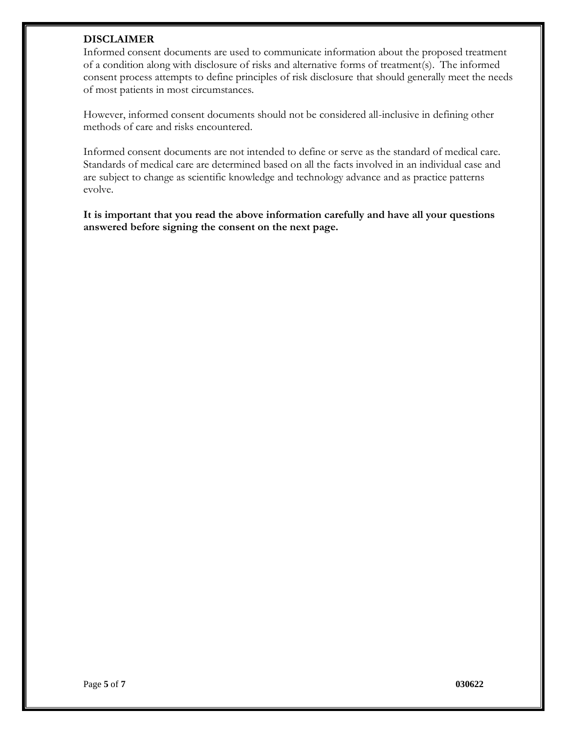## DISCLAIMER

Informed consent documents are used to communicate information about the proposed treatment of a condition along with disclosure of risks and alternative forms of treatment(s). The informed consent process attempts to define principles of risk disclosure that should generally meet the needs of most patients in most circumstances.

However, informed consent documents should not be considered all-inclusive in defining other methods of care and risks encountered.

Informed consent documents are not intended to define or serve as the standard of medical care. Standards of medical care are determined based on all the facts involved in an individual case and are subject to change as scientific knowledge and technology advance and as practice patterns evolve.

**It is important that you read the above information carefully and have all your questions answered before signing the consent on the next page.**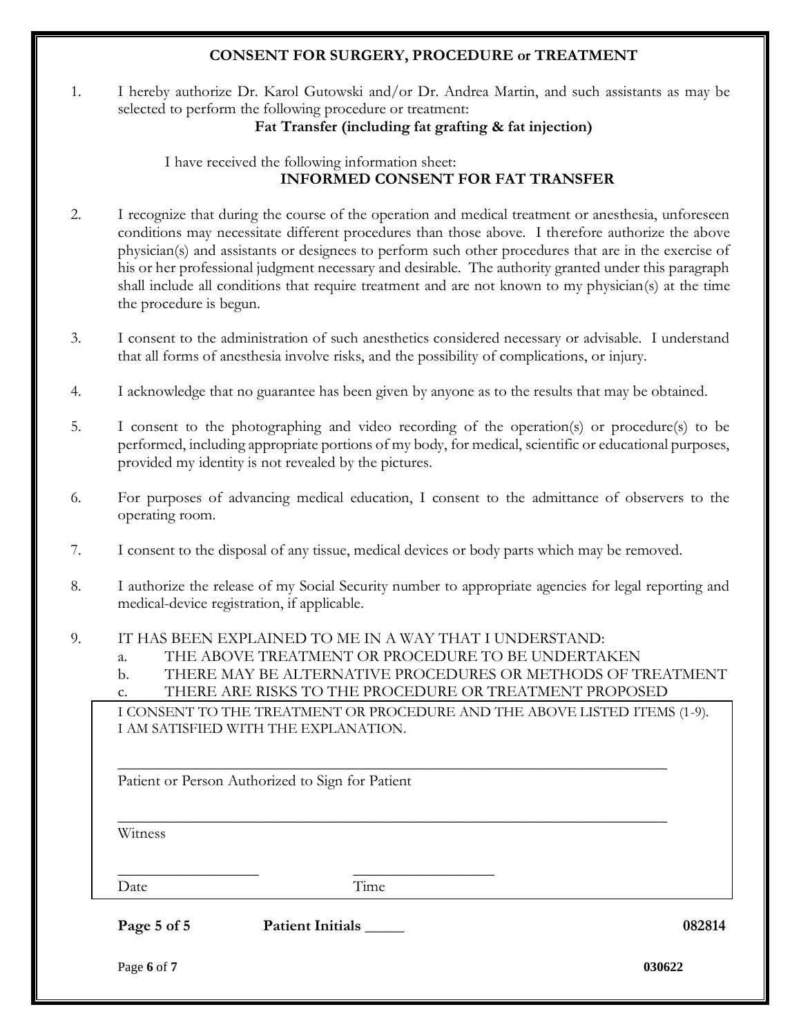## CONSENT FOR SURGERY, PROCEDURE or TREATMENT

1. I hereby authorize Dr. Karol Gutowski and/or Dr. Andrea Martin, and such assistants as may be selected to perform the following procedure or treatment:

   **Fat Transfer (including fat grafting & fat injection)**

   I have received the following information sheet:

   **INFORMED CONSENT FOR FAT TRANSFER**

2. I recognize that during the course of the operation and medical treatment or anesthesia, unforeseen conditions may necessitate different procedures than those above. I therefore authorize the above physician(s) and assistants or designees to perform such other procedures that are in the exercise of his or her professional judgment necessary and desirable. The authority granted under this paragraph shall include all conditions that require treatment and are not known to my physician(s) at the time the procedure is begun.

3. I consent to the administration of such anesthetics considered necessary or advisable. I understand that all forms of anesthesia involve risks, and the possibility of complications, or injury.

4. I acknowledge that no guarantee has been given by anyone as to the results that may be obtained.

5. I consent to the photographing and video recording of the operation(s) or procedure(s) to be performed, including appropriate portions of my body, for medical, scientific or educational purposes, provided my identity is not revealed by the pictures.

6. For purposes of advancing medical education, I consent to the admittance of observers to the operating room.

7. I consent to the disposal of any tissue, medical devices or body parts which may be removed.

8. I authorize the release of my Social Security number to appropriate agencies for legal reporting and medical-device registration, if applicable.

9. IT HAS BEEN EXPLAINED TO ME IN A WAY THAT I UNDERSTAND:
   a. THE ABOVE TREATMENT OR PROCEDURE TO BE UNDERTAKEN
   b. THERE MAY BE ALTERNATIVE PROCEDURES OR METHODS OF TREATMENT
   c. THERE ARE RISKS TO THE PROCEDURE OR TREATMENT PROPOSED

I CONSENT TO THE TREATMENT OR PROCEDURE AND THE ABOVE LISTED ITEMS (1-9).
I AM SATISFIED WITH THE EXPLANATION.

_______________________________________________
Patient or Person Authorized to Sign for Patient

_______________________________________________
Witness

__________________ __________________
Date Time

**Page 5 of 5** **Patient Initials _____** **082814**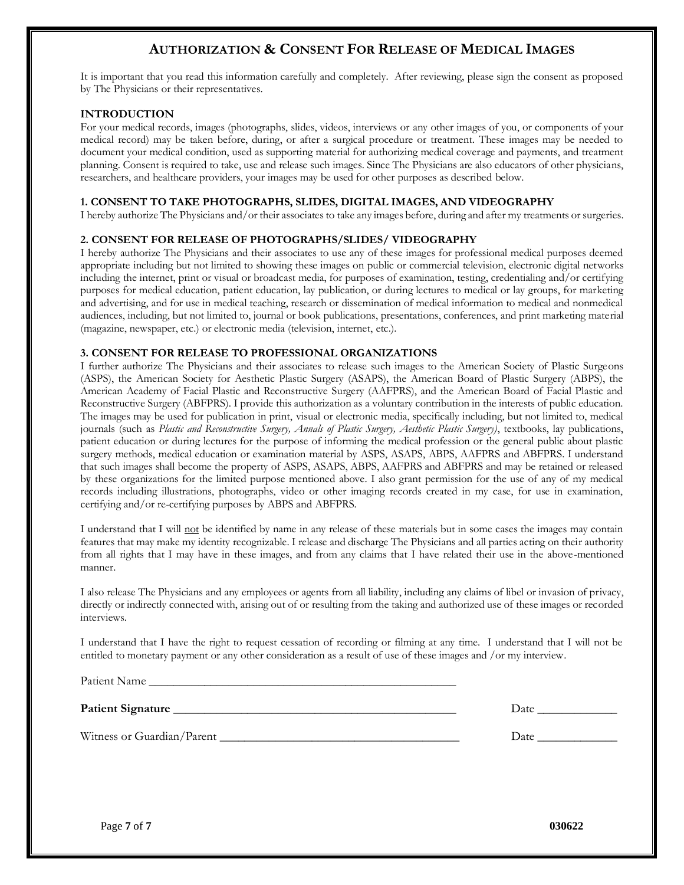# AUTHORIZATION & CONSENT FOR RELEASE OF MEDICAL IMAGES

It is important that you read this information carefully and completely. After reviewing, please sign the consent as proposed by The Physicians or their representatives.

### INTRODUCTION

For your medical records, images (photographs, slides, videos, interviews or any other images of you, or components of your medical record) may be taken before, during, or after a surgical procedure or treatment. These images may be needed to document your medical condition, used as supporting material for authorizing medical coverage and payments, and treatment planning. Consent is required to take, use and release such images. Since The Physicians are also educators of other physicians, researchers, and healthcare providers, your images may be used for other purposes as described below.

### 1. CONSENT TO TAKE PHOTOGRAPHS, SLIDES, DIGITAL IMAGES, AND VIDEOGRAPHY

I hereby authorize The Physicians and/or their associates to take any images before, during and after my treatments or surgeries.

### 2. CONSENT FOR RELEASE OF PHOTOGRAPHS/SLIDES/ VIDEOGRAPHY

I hereby authorize The Physicians and their associates to use any of these images for professional medical purposes deemed appropriate including but not limited to showing these images on public or commercial television, electronic digital networks including the internet, print or visual or broadcast media, for purposes of examination, testing, credentialing and/or certifying purposes for medical education, patient education, lay publication, or during lectures to medical or lay groups, for marketing and advertising, and for use in medical teaching, research or dissemination of medical information to medical and nonmedical audiences, including, but not limited to, journal or book publications, presentations, conferences, and print marketing material (magazine, newspaper, etc.) or electronic media (television, internet, etc.).

### 3. CONSENT FOR RELEASE TO PROFESSIONAL ORGANIZATIONS

I further authorize The Physicians and their associates to release such images to the American Society of Plastic Surgeons (ASPS), the American Society for Aesthetic Plastic Surgery (ASAPS), the American Board of Plastic Surgery (ABPS), the American Academy of Facial Plastic and Reconstructive Surgery (AAFPRS), and the American Board of Facial Plastic and Reconstructive Surgery (ABFPRS). I provide this authorization as a voluntary contribution in the interests of public education. The images may be used for publication in print, visual or electronic media, specifically including, but not limited to, medical journals (such as *Plastic and Reconstructive Surgery, Annals of Plastic Surgery, Aesthetic Plastic Surgery)*, textbooks, lay publications, patient education or during lectures for the purpose of informing the medical profession or the general public about plastic surgery methods, medical education or examination material by ASPS, ASAPS, ABPS, AAFPRS and ABFPRS. I understand that such images shall become the property of ASPS, ASAPS, ABPS, AAFPRS and ABFPRS and may be retained or released by these organizations for the limited purpose mentioned above. I also grant permission for the use of any of my medical records including illustrations, photographs, video or other imaging records created in my case, for use in examination, certifying and/or re-certifying purposes by ABPS and ABFPRS.

I understand that I will <u>not</u> be identified by name in any release of these materials but in some cases the images may contain features that may make my identity recognizable. I release and discharge The Physicians and all parties acting on their authority from all rights that I may have in these images, and from any claims that I have related their use in the above-mentioned manner.

I also release The Physicians and any employees or agents from all liability, including any claims of libel or invasion of privacy, directly or indirectly connected with, arising out of or resulting from the taking and authorized use of these images or recorded interviews.

I understand that I have the right to request cessation of recording or filming at any time. I understand that I will not be entitled to monetary payment or any other consideration as a result of use of these images and /or my interview.

Patient Name ____________________________________________________

**Patient Signature** ______________________________________________ Date _____________

Witness or Guardian/Parent ________________________________________ Date _____________

030622